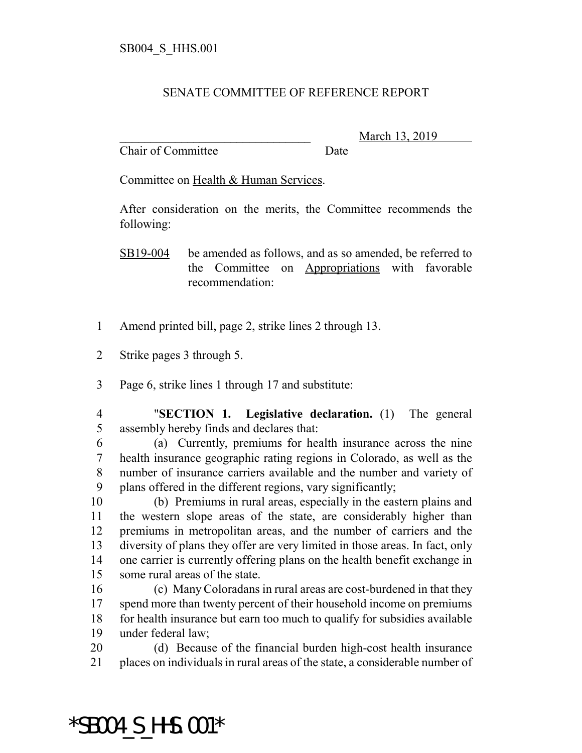SB004_S_HHS.001

SENATE COMMITTEE OF REFERENCE REPORT

________________________________ March 13, 2019
Chair of Committee Date

Committee on Health & Human Services.

After consideration on the merits, the Committee recommends the following:

SB19-004 be amended as follows, and as so amended, be referred to the Committee on Appropriations with favorable recommendation:

1 Amend printed bill, page 2, strike lines 2 through 13.

2 Strike pages 3 through 5.

3 Page 6, strike lines 1 through 17 and substitute:

4 "**SECTION 1. Legislative declaration.** (1) The general
5 assembly hereby finds and declares that:
6 (a) Currently, premiums for health insurance across the nine
7 health insurance geographic rating regions in Colorado, as well as the
8 number of insurance carriers available and the number and variety of
9 plans offered in the different regions, vary significantly;
10 (b) Premiums in rural areas, especially in the eastern plains and
11 the western slope areas of the state, are considerably higher than
12 premiums in metropolitan areas, and the number of carriers and the
13 diversity of plans they offer are very limited in those areas. In fact, only
14 one carrier is currently offering plans on the health benefit exchange in
15 some rural areas of the state.
16 (c) Many Coloradans in rural areas are cost-burdened in that they
17 spend more than twenty percent of their household income on premiums
18 for health insurance but earn too much to qualify for subsidies available
19 under federal law;
20 (d) Because of the financial burden high-cost health insurance
21 places on individuals in rural areas of the state, a considerable number of

*SB004_S_HHS.001*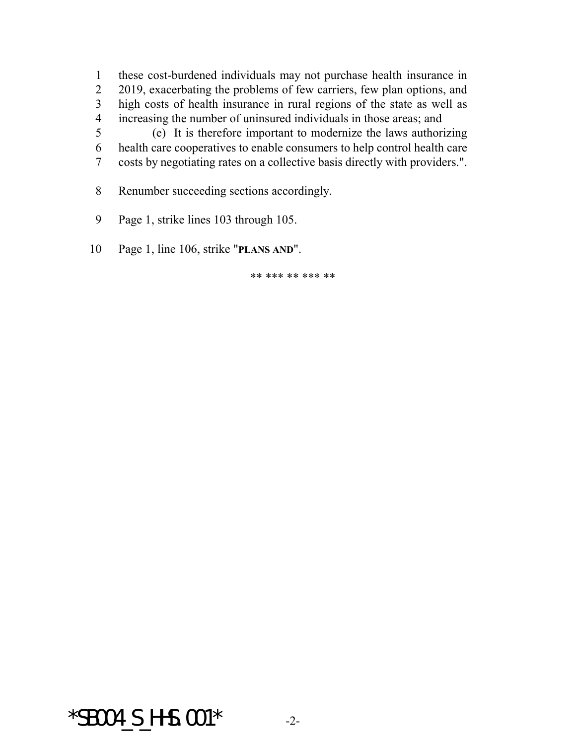these cost-burdened individuals may not purchase health insurance in 2019, exacerbating the problems of few carriers, few plan options, and high costs of health insurance in rural regions of the state as well as increasing the number of uninsured individuals in those areas; and

(e) It is therefore important to modernize the laws authorizing health care cooperatives to enable consumers to help control health care costs by negotiating rates on a collective basis directly with providers.".

Renumber succeeding sections accordingly.

Page 1, strike lines 103 through 105.

Page 1, line 106, strike "**PLANS AND**".

** *** ** *** **

*SB004_S_HHS.001*